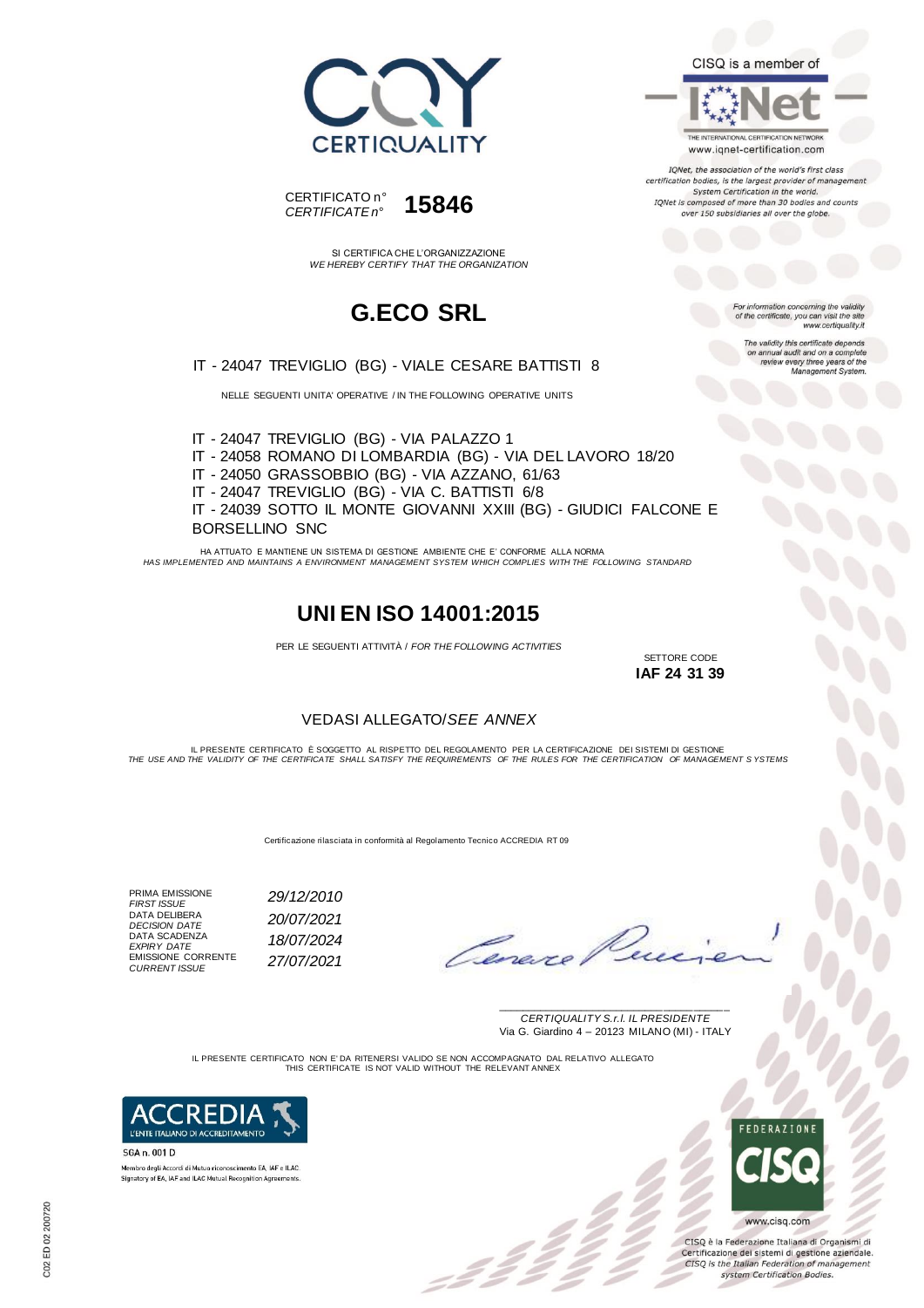CQY CERTIQUALITY

CISQ is a member of

IQNet

THE INTERNATIONAL CERTIFICATION NETWORK
www.iqnet-certification.com

*IQNet, the association of the world's first class certification bodies, is the largest provider of management System Certification in the world. IQNet is composed of more than 30 bodies and counts over 150 subsidiaries all over the globe.*

CERTIFICATO n°
*CERTIFICATE n°* **15846**

SI CERTIFICA CHE L'ORGANIZZAZIONE
*WE HEREBY CERTIFY THAT THE ORGANIZATION*

# G.ECO SRL

IT - 24047 TREVIGLIO (BG) - VIALE CESARE BATTISTI 8

NELLE SEGUENTI UNITA' OPERATIVE / IN THE FOLLOWING OPERATIVE UNITS

IT - 24047 TREVIGLIO (BG) - VIA PALAZZO 1
IT - 24058 ROMANO DI LOMBARDIA (BG) - VIA DEL LAVORO 18/20
IT - 24050 GRASSOBBIO (BG) - VIA AZZANO, 61/63
IT - 24047 TREVIGLIO (BG) - VIA C. BATTISTI 6/8
IT - 24039 SOTTO IL MONTE GIOVANNI XXIII (BG) - GIUDICI FALCONE E BORSELLINO SNC

*For information concerning the validity of the certificate, you can visit the site www.certiquality.it*

*The validity this certificate depends on annual audit and on a complete review every three years of the Management System.*

HA ATTUATO E MANTIENE UN SISTEMA DI GESTIONE AMBIENTE CHE E' CONFORME ALLA NORMA
*HAS IMPLEMENTED AND MAINTAINS A ENVIRONMENT MANAGEMENT SYSTEM WHICH COMPLIES WITH THE FOLLOWING STANDARD*

# UNI EN ISO 14001:2015

PER LE SEGUENTI ATTIVITÀ / *FOR THE FOLLOWING ACTIVITIES*

SETTORE CODE
**IAF 24 31 39**

VEDASI ALLEGATO/*SEE ANNEX*

IL PRESENTE CERTIFICATO È SOGGETTO AL RISPETTO DEL REGOLAMENTO PER LA CERTIFICAZIONE DEI SISTEMI DI GESTIONE
*THE USE AND THE VALIDITY OF THE CERTIFICATE SHALL SATISFY THE REQUIREMENTS OF THE RULES FOR THE CERTIFICATION OF MANAGEMENT SYSTEMS*

Certificazione rilasciata in conformità al Regolamento Tecnico ACCREDIA RT 09

| | |
|---|---|
| PRIMA EMISSIONE *FIRST ISSUE* | *29/12/2010* |
| DATA DELIBERA *DECISION DATE* | *20/07/2021* |
| DATA SCADENZA *EXPIRY DATE* | *18/07/2024* |
| EMISSIONE CORRENTE *CURRENT ISSUE* | *27/07/2021* |

*CERTIQUALITY S.r.l. IL PRESIDENTE*
Via G. Giardino 4 – 20123 MILANO (MI) - ITALY

IL PRESENTE CERTIFICATO NON E' DA RITENERSI VALIDO SE NON ACCOMPAGNATO DAL RELATIVO ALLEGATO
THIS CERTIFICATE IS NOT VALID WITHOUT THE RELEVANT ANNEX

ACCREDIA
L'ENTE ITALIANO DI ACCREDITAMENTO

SGA n. 001 D

Membro degli Accordi di Mutuo riconoscimento EA, IAF e ILAC
Signatory of EA, IAF and ILAC Mutual Recognition Agreements

FEDERAZIONE CISQ
www.cisq.com

CISQ è la Federazione Italiana di Organismi di Certificazione dei sistemi di gestione aziendale.
*CISQ is the Italian Federation of management system Certification Bodies.*

C02 ED 02 200720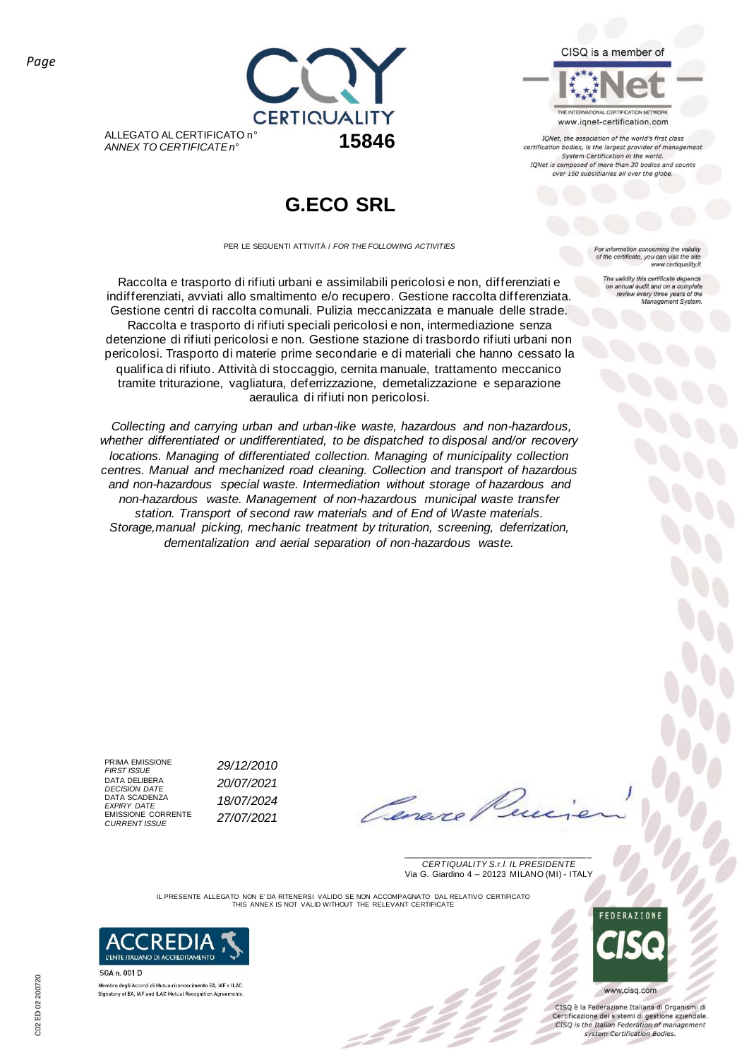ALLEGATO AL CERTIFICATO n°
*ANNEX TO CERTIFICATE n°* **15846**

CISQ is a member of

www.iqnet-certification.com

*IQNet, the association of the world's first class certification bodies, is the largest provider of management System Certification in the world. IQNet is composed of more than 30 bodies and counts over 150 subsidiaries all over the globe.*

# G.ECO SRL

PER LE SEGUENTI ATTIVITÀ / *FOR THE FOLLOWING ACTIVITIES*

*For information concerning the validity of the certificate, you can visit the site www.certiquality.it*

*The validity this certificate depends on annual audit and on a complete review every three years of the Management System.*

Raccolta e trasporto di rifiuti urbani e assimilabili pericolosi e non, differenziati e indifferenziati, avviati allo smaltimento e/o recupero. Gestione raccolta differenziata. Gestione centri di raccolta comunali. Pulizia meccanizzata e manuale delle strade. Raccolta e trasporto di rifiuti speciali pericolosi e non, intermediazione senza detenzione di rifiuti pericolosi e non. Gestione stazione di trasbordo rifiuti urbani non pericolosi. Trasporto di materie prime secondarie e di materiali che hanno cessato la qualifica di rifiuto. Attività di stoccaggio, cernita manuale, trattamento meccanico tramite triturazione, vagliatura, deferrizzazione, demetalizzazione e separazione aeraulica di rifiuti non pericolosi.

*Collecting and carrying urban and urban-like waste, hazardous and non-hazardous, whether differentiated or undifferentiated, to be dispatched to disposal and/or recovery locations. Managing of differentiated collection. Managing of municipality collection centres. Manual and mechanized road cleaning. Collection and transport of hazardous and non-hazardous special waste. Intermediation without storage of hazardous and non-hazardous waste. Management of non-hazardous municipal waste transfer station. Transport of second raw materials and of End of Waste materials. Storage,manual picking, mechanic treatment by trituration, screening, deferrization, dementalization and aerial separation of non-hazardous waste.*

| | |
|---|---|
| PRIMA EMISSIONE / *FIRST ISSUE* | *29/12/2010* |
| DATA DELIBERA / *DECISION DATE* | *20/07/2021* |
| DATA SCADENZA / *EXPIRY DATE* | *18/07/2024* |
| EMISSIONE CORRENTE / *CURRENT ISSUE* | *27/07/2021* |

*CERTIQUALITY S.r.l. IL PRESIDENTE*
Via G. Giardino 4 – 20123 MILANO (MI) - ITALY

IL PRESENTE ALLEGATO NON E' DA RITENERSI VALIDO SE NON ACCOMPAGNATO DAL RELATIVO CERTIFICATO
THIS ANNEX IS NOT VALID WITHOUT THE RELEVANT CERTIFICATE

SGA n. 001 D
Membro degli Accordi di Mutuo riconoscimento EA, IAF e ILAC
Signatory of EA, IAF and ILAC Mutual Recognition Agreements.

www.cisq.com

CISQ è la Federazione Italiana di Organismi di Certificazione dei sistemi di gestione aziendale.
*CISQ is the Italian Federation of management system Certification Bodies.*

C02 ED 02 200720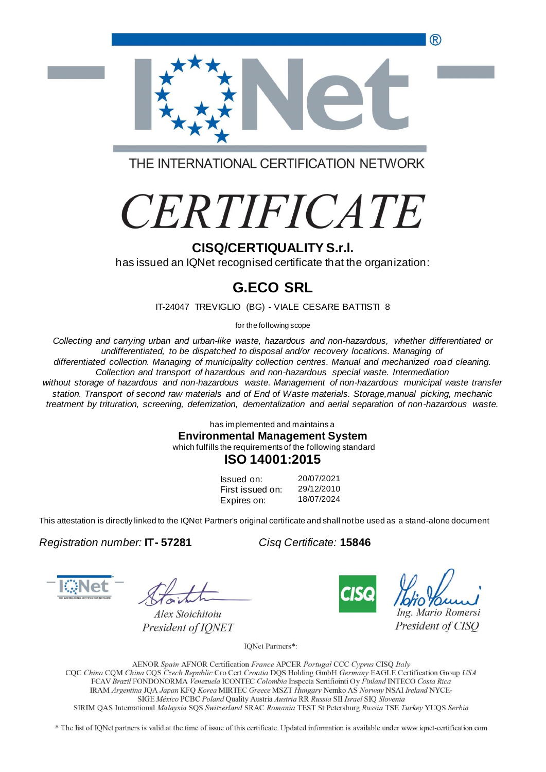THE INTERNATIONAL CERTIFICATION NETWORK

# *CERTIFICATE*

## CISQ/CERTIQUALITY S.r.l.

has issued an IQNet recognised certificate that the organization:

## G.ECO SRL

IT-24047 TREVIGLIO (BG) - VIALE CESARE BATTISTI 8

for the following scope

*Collecting and carrying urban and urban-like waste, hazardous and non-hazardous, whether differentiated or undifferentiated, to be dispatched to disposal and/or recovery locations. Managing of differentiated collection. Managing of municipality collection centres. Manual and mechanized road cleaning. Collection and transport of hazardous and non-hazardous special waste. Intermediation without storage of hazardous and non-hazardous waste. Management of non-hazardous municipal waste transfer station. Transport of second raw materials and of End of Waste materials. Storage,manual picking, mechanic treatment by trituration, screening, deferrization, dementalization and aerial separation of non-hazardous waste.*

has implemented and maintains a

**Environmental Management System**

which fulfills the requirements of the following standard

**ISO 14001:2015**

| | |
|---|---|
| Issued on: | 20/07/2021 |
| First issued on: | 29/12/2010 |
| Expires on: | 18/07/2024 |

This attestation is directly linked to the IQNet Partner's original certificate and shall not be used as a stand-alone document

*Registration number:* **IT - 57281** *Cisq Certificate:* **15846**

*Alex Stoichitoiu*
*President of IQNET*

*Ing. Mario Romersi*
*President of CISQ*

IQNet Partners*:

AENOR *Spain* AFNOR Certification *France* APCER *Portugal* CCC *Cyprus* CISQ *Italy*
CQC *China* CQM *China* CQS *Czech Republic* Cro Cert *Croatia* DQS Holding GmbH *Germany* EAGLE Certification Group *USA*
FCAV *Brazil* FONDONORMA *Venezuela* ICONTEC *Colombia* Inspecta Sertifiointi Oy *Finland* INTECO *Costa Rica*
IRAM *Argentina* JQA *Japan* KFQ *Korea* MIRTEC *Greece* MSZT *Hungary* Nemko AS *Norway* NSAI *Ireland* NYCE-SIGE *México* PCBC *Poland* Quality Austria *Austria* RR *Russia* SII *Israel* SIQ *Slovenia*
SIRIM QAS International *Malaysia* SQS *Switzerland* SRAC *Romania* TEST St Petersburg *Russia* TSE *Turkey* YUQS *Serbia*

* The list of IQNet partners is valid at the time of issue of this certificate. Updated information is available under www.iqnet-certification.com